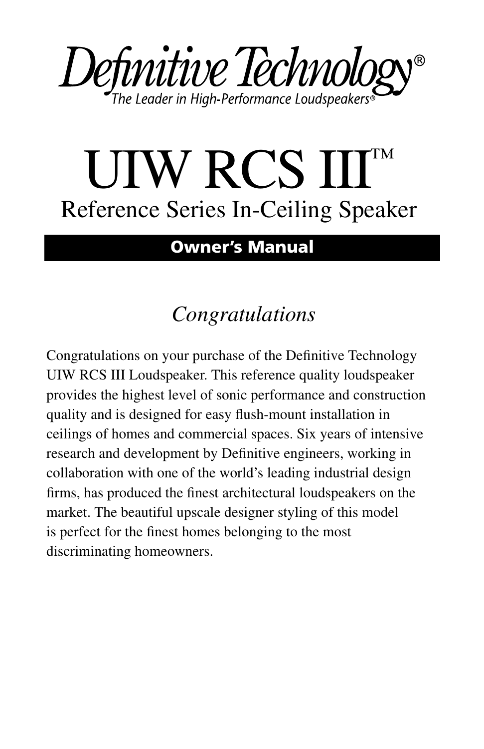Definitive Technology®

*The Leader in High-Performance Loudspeakers®*

# UIW RCS III™

## Reference Series In-Ceiling Speaker

**Owner's Manual**

## *Congratulations*

Congratulations on your purchase of the Definitive Technology UIW RCS III Loudspeaker. This reference quality loudspeaker provides the highest level of sonic performance and construction quality and is designed for easy flush-mount installation in ceilings of homes and commercial spaces. Six years of intensive research and development by Definitive engineers, working in collaboration with one of the world's leading industrial design firms, has produced the finest architectural loudspeakers on the market. The beautiful upscale designer styling of this model is perfect for the finest homes belonging to the most discriminating homeowners.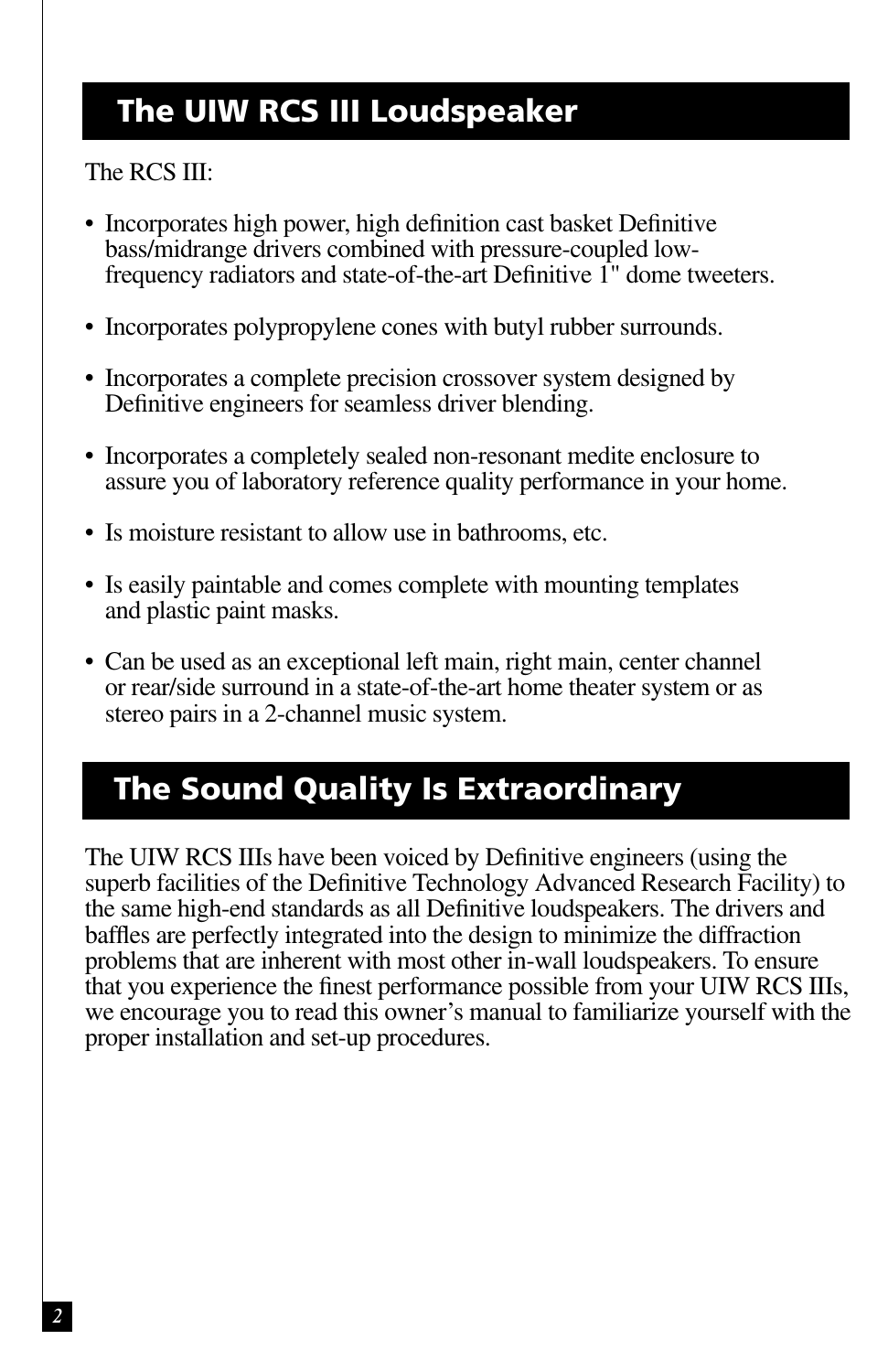## The UIW RCS III Loudspeaker

The RCS III:

- Incorporates high power, high definition cast basket Definitive bass/midrange drivers combined with pressure-coupled low-frequency radiators and state-of-the-art Definitive 1" dome tweeters.
- Incorporates polypropylene cones with butyl rubber surrounds.
- Incorporates a complete precision crossover system designed by Definitive engineers for seamless driver blending.
- Incorporates a completely sealed non-resonant medite enclosure to assure you of laboratory reference quality performance in your home.
- Is moisture resistant to allow use in bathrooms, etc.
- Is easily paintable and comes complete with mounting templates and plastic paint masks.
- Can be used as an exceptional left main, right main, center channel or rear/side surround in a state-of-the-art home theater system or as stereo pairs in a 2-channel music system.

## The Sound Quality Is Extraordinary

The UIW RCS IIIs have been voiced by Definitive engineers (using the superb facilities of the Definitive Technology Advanced Research Facility) to the same high-end standards as all Definitive loudspeakers. The drivers and baffles are perfectly integrated into the design to minimize the diffraction problems that are inherent with most other in-wall loudspeakers. To ensure that you experience the finest performance possible from your UIW RCS IIIs, we encourage you to read this owner's manual to familiarize yourself with the proper installation and set-up procedures.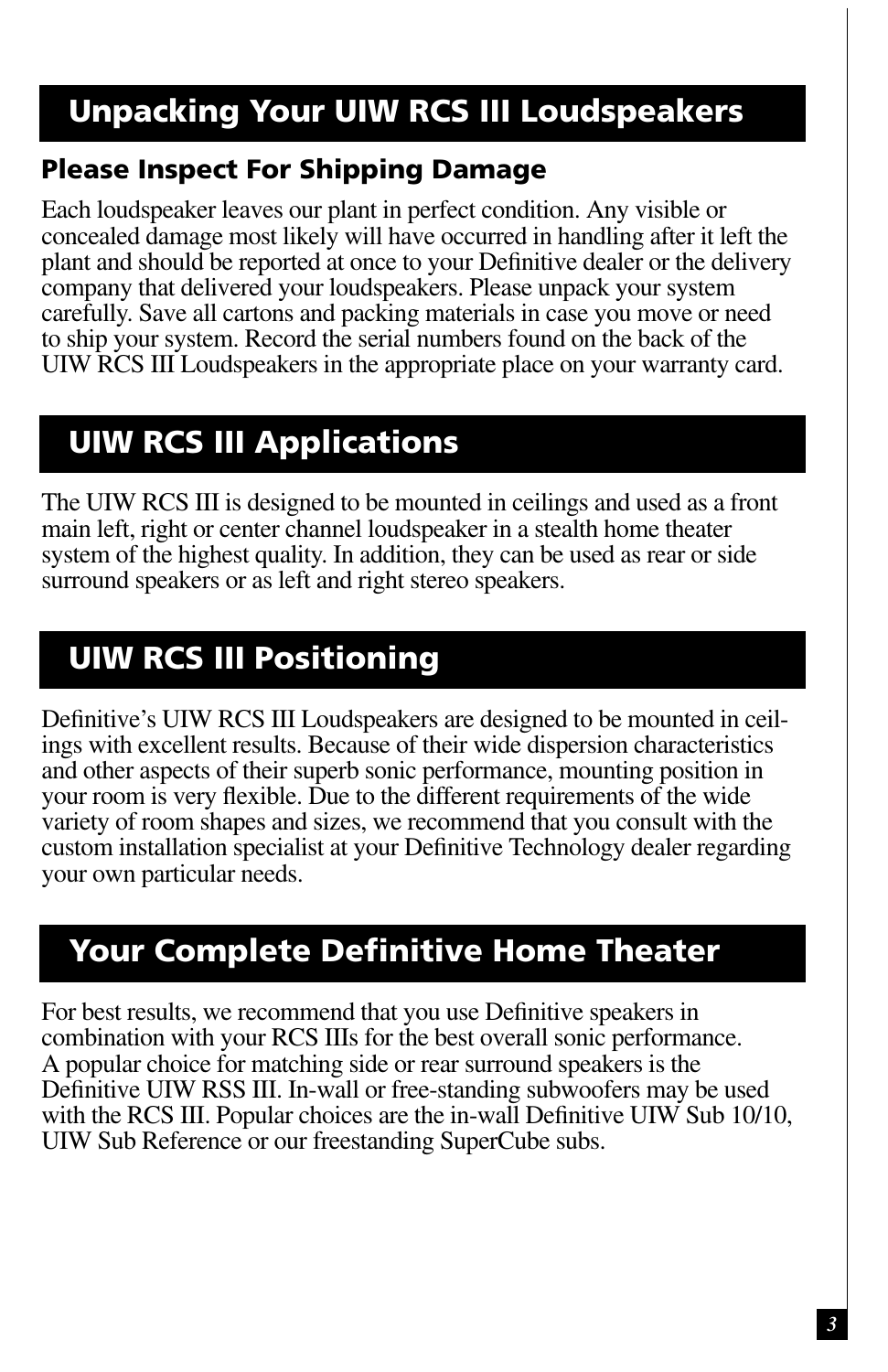## Unpacking Your UIW RCS III Loudspeakers

### Please Inspect For Shipping Damage

Each loudspeaker leaves our plant in perfect condition. Any visible or concealed damage most likely will have occurred in handling after it left the plant and should be reported at once to your Definitive dealer or the delivery company that delivered your loudspeakers. Please unpack your system carefully. Save all cartons and packing materials in case you move or need to ship your system. Record the serial numbers found on the back of the UIW RCS III Loudspeakers in the appropriate place on your warranty card.

## UIW RCS III Applications

The UIW RCS III is designed to be mounted in ceilings and used as a front main left, right or center channel loudspeaker in a stealth home theater system of the highest quality. In addition, they can be used as rear or side surround speakers or as left and right stereo speakers.

## UIW RCS III Positioning

Definitive's UIW RCS III Loudspeakers are designed to be mounted in ceilings with excellent results. Because of their wide dispersion characteristics and other aspects of their superb sonic performance, mounting position in your room is very flexible. Due to the different requirements of the wide variety of room shapes and sizes, we recommend that you consult with the custom installation specialist at your Definitive Technology dealer regarding your own particular needs.

## Your Complete Definitive Home Theater

For best results, we recommend that you use Definitive speakers in combination with your RCS IIIs for the best overall sonic performance. A popular choice for matching side or rear surround speakers is the Definitive UIW RSS III. In-wall or free-standing subwoofers may be used with the RCS III. Popular choices are the in-wall Definitive UIW Sub 10/10, UIW Sub Reference or our freestanding SuperCube subs.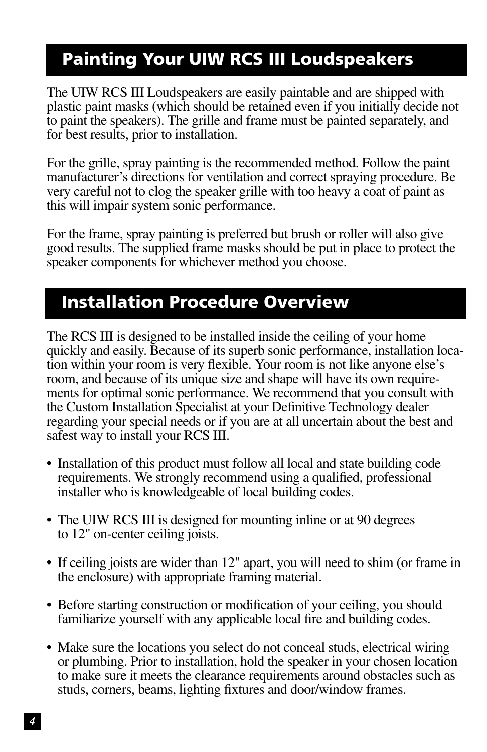## Painting Your UIW RCS III Loudspeakers

The UIW RCS III Loudspeakers are easily paintable and are shipped with plastic paint masks (which should be retained even if you initially decide not to paint the speakers). The grille and frame must be painted separately, and for best results, prior to installation.

For the grille, spray painting is the recommended method. Follow the paint manufacturer's directions for ventilation and correct spraying procedure. Be very careful not to clog the speaker grille with too heavy a coat of paint as this will impair system sonic performance.

For the frame, spray painting is preferred but brush or roller will also give good results. The supplied frame masks should be put in place to protect the speaker components for whichever method you choose.

## Installation Procedure Overview

The RCS III is designed to be installed inside the ceiling of your home quickly and easily. Because of its superb sonic performance, installation location within your room is very flexible. Your room is not like anyone else's room, and because of its unique size and shape will have its own requirements for optimal sonic performance. We recommend that you consult with the Custom Installation Specialist at your Definitive Technology dealer regarding your special needs or if you are at all uncertain about the best and safest way to install your RCS III.

- Installation of this product must follow all local and state building code requirements. We strongly recommend using a qualified, professional installer who is knowledgeable of local building codes.
- The UIW RCS III is designed for mounting inline or at 90 degrees to 12" on-center ceiling joists.
- If ceiling joists are wider than 12" apart, you will need to shim (or frame in the enclosure) with appropriate framing material.
- Before starting construction or modification of your ceiling, you should familiarize yourself with any applicable local fire and building codes.
- Make sure the locations you select do not conceal studs, electrical wiring or plumbing. Prior to installation, hold the speaker in your chosen location to make sure it meets the clearance requirements around obstacles such as studs, corners, beams, lighting fixtures and door/window frames.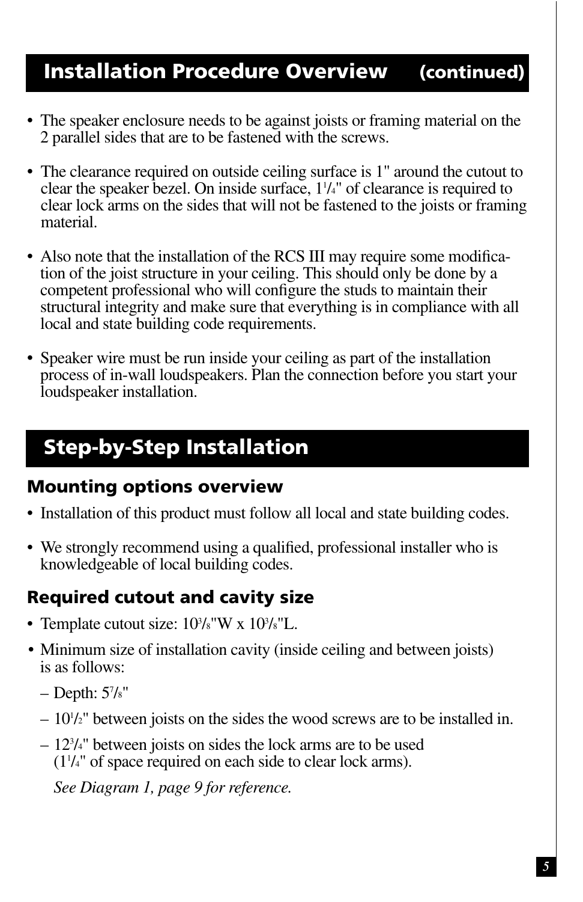## Installation Procedure Overview (continued)

- The speaker enclosure needs to be against joists or framing material on the 2 parallel sides that are to be fastened with the screws.
- The clearance required on outside ceiling surface is 1" around the cutout to clear the speaker bezel. On inside surface, 1 1/4" of clearance is required to clear lock arms on the sides that will not be fastened to the joists or framing material.
- Also note that the installation of the RCS III may require some modification of the joist structure in your ceiling. This should only be done by a competent professional who will configure the studs to maintain their structural integrity and make sure that everything is in compliance with all local and state building code requirements.
- Speaker wire must be run inside your ceiling as part of the installation process of in-wall loudspeakers. Plan the connection before you start your loudspeaker installation.

## Step-by-Step Installation

### Mounting options overview

- Installation of this product must follow all local and state building codes.
- We strongly recommend using a qualified, professional installer who is knowledgeable of local building codes.

### Required cutout and cavity size

- Template cutout size: 10 3/8"W x 10 3/8"L.
- Minimum size of installation cavity (inside ceiling and between joists) is as follows:
  - Depth: 5 7/8"
  - 10 1/2" between joists on the sides the wood screws are to be installed in.
  - 12 3/4" between joists on sides the lock arms are to be used (1 1/4" of space required on each side to clear lock arms).

  *See Diagram 1, page 9 for reference.*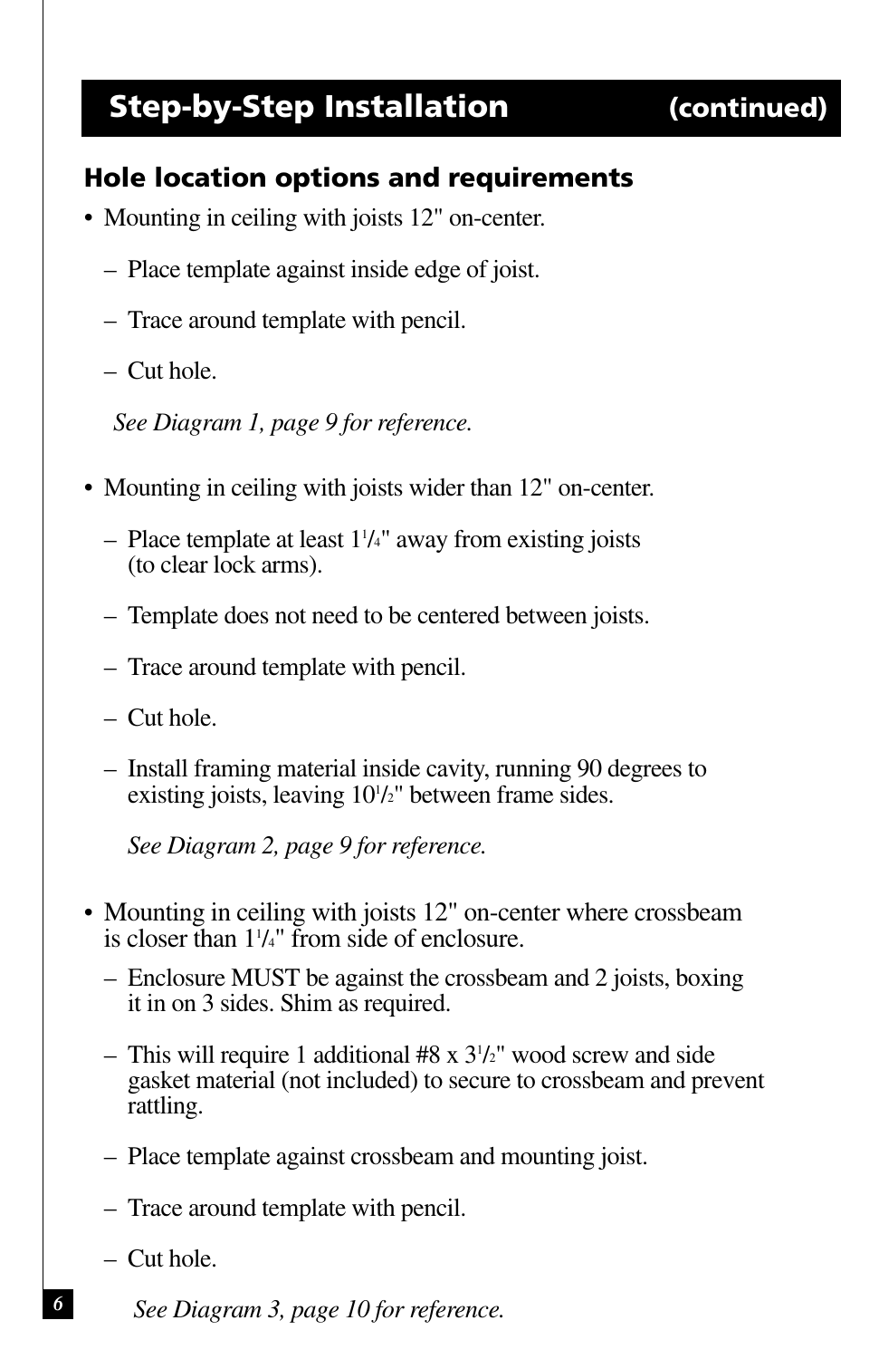## Step-by-Step Installation (continued)

### Hole location options and requirements

- Mounting in ceiling with joists 12" on-center.
  - Place template against inside edge of joist.
  - Trace around template with pencil.
  - Cut hole.

  *See Diagram 1, page 9 for reference.*

- Mounting in ceiling with joists wider than 12" on-center.
  - Place template at least 1 1/4" away from existing joists (to clear lock arms).
  - Template does not need to be centered between joists.
  - Trace around template with pencil.
  - Cut hole.
  - Install framing material inside cavity, running 90 degrees to existing joists, leaving 10 1/2" between frame sides.

  *See Diagram 2, page 9 for reference.*

- Mounting in ceiling with joists 12" on-center where crossbeam is closer than 1 1/4" from side of enclosure.
  - Enclosure MUST be against the crossbeam and 2 joists, boxing it in on 3 sides. Shim as required.
  - This will require 1 additional #8 x 3 1/2" wood screw and side gasket material (not included) to secure to crossbeam and prevent rattling.
  - Place template against crossbeam and mounting joist.
  - Trace around template with pencil.
  - Cut hole.

  *See Diagram 3, page 10 for reference.*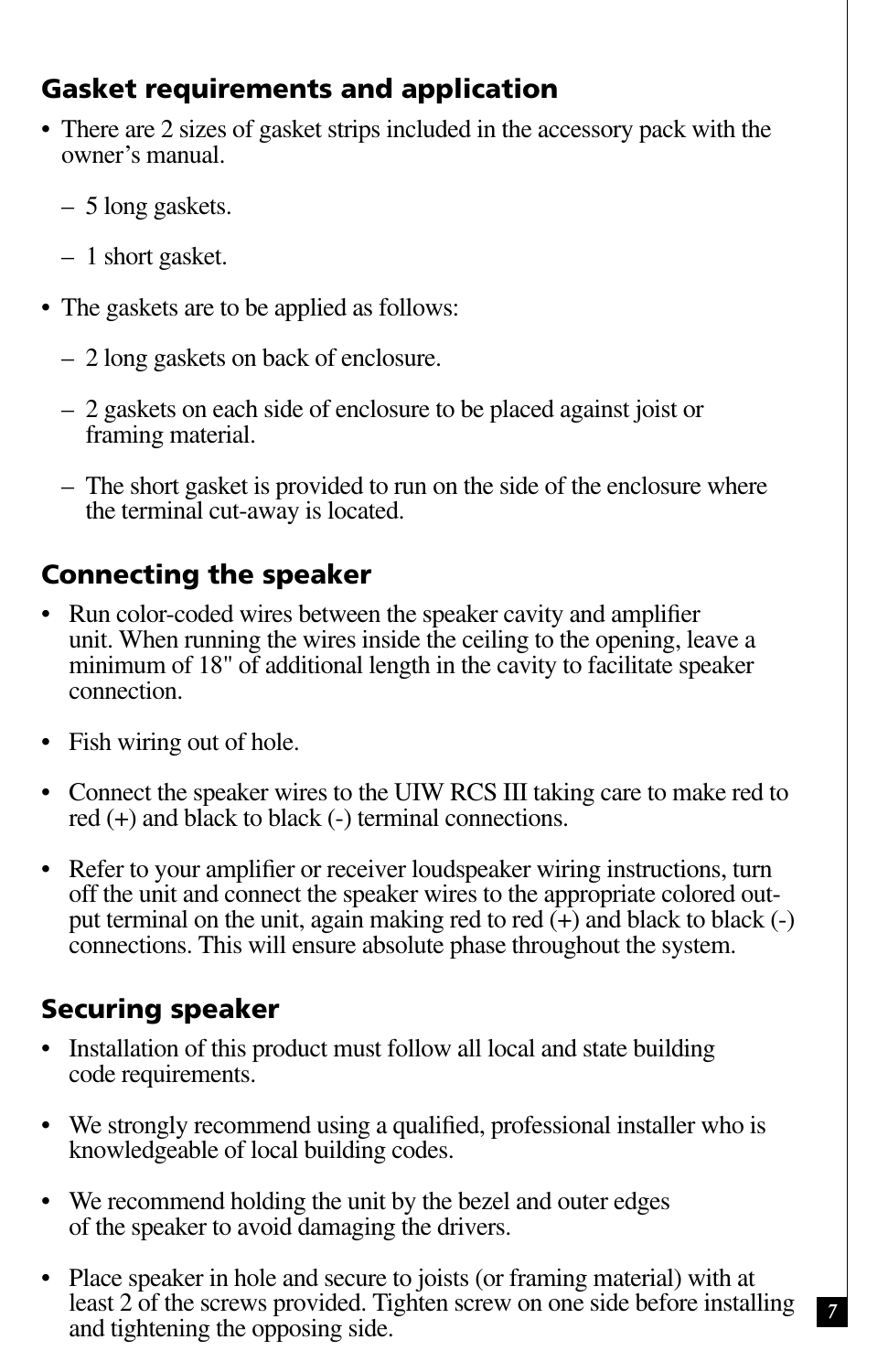## Gasket requirements and application

- There are 2 sizes of gasket strips included in the accessory pack with the owner's manual.
  - 5 long gaskets.
  - 1 short gasket.
- The gaskets are to be applied as follows:
  - 2 long gaskets on back of enclosure.
  - 2 gaskets on each side of enclosure to be placed against joist or framing material.
  - The short gasket is provided to run on the side of the enclosure where the terminal cut-away is located.

## Connecting the speaker

- Run color-coded wires between the speaker cavity and amplifier unit. When running the wires inside the ceiling to the opening, leave a minimum of 18" of additional length in the cavity to facilitate speaker connection.
- Fish wiring out of hole.
- Connect the speaker wires to the UIW RCS III taking care to make red to red (+) and black to black (-) terminal connections.
- Refer to your amplifier or receiver loudspeaker wiring instructions, turn off the unit and connect the speaker wires to the appropriate colored output terminal on the unit, again making red to red (+) and black to black (-) connections. This will ensure absolute phase throughout the system.

## Securing speaker

- Installation of this product must follow all local and state building code requirements.
- We strongly recommend using a qualified, professional installer who is knowledgeable of local building codes.
- We recommend holding the unit by the bezel and outer edges of the speaker to avoid damaging the drivers.
- Place speaker in hole and secure to joists (or framing material) with at least 2 of the screws provided. Tighten screw on one side before installing and tightening the opposing side.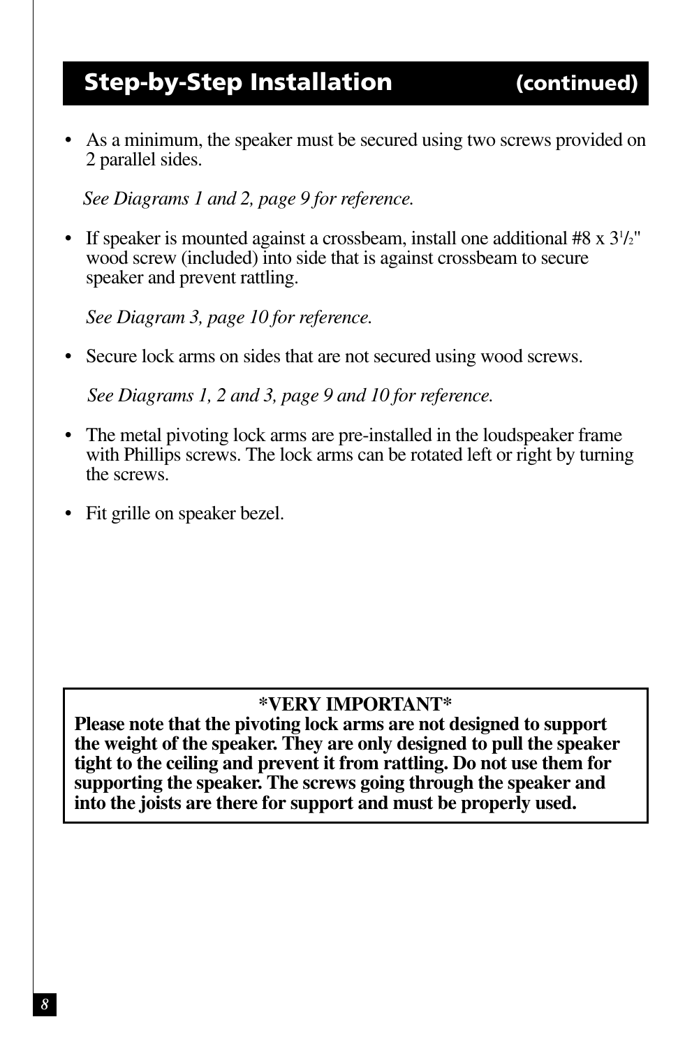## Step-by-Step Installation (continued)

- As a minimum, the speaker must be secured using two screws provided on 2 parallel sides.

  *See Diagrams 1 and 2, page 9 for reference.*

- If speaker is mounted against a crossbeam, install one additional #8 x 3½" wood screw (included) into side that is against crossbeam to secure speaker and prevent rattling.

  *See Diagram 3, page 10 for reference.*

- Secure lock arms on sides that are not secured using wood screws.

  *See Diagrams 1, 2 and 3, page 9 and 10 for reference.*

- The metal pivoting lock arms are pre-installed in the loudspeaker frame with Phillips screws. The lock arms can be rotated left or right by turning the screws.

- Fit grille on speaker bezel.

**\*VERY IMPORTANT\***
**Please note that the pivoting lock arms are not designed to support the weight of the speaker. They are only designed to pull the speaker tight to the ceiling and prevent it from rattling. Do not use them for supporting the speaker. The screws going through the speaker and into the joists are there for support and must be properly used.**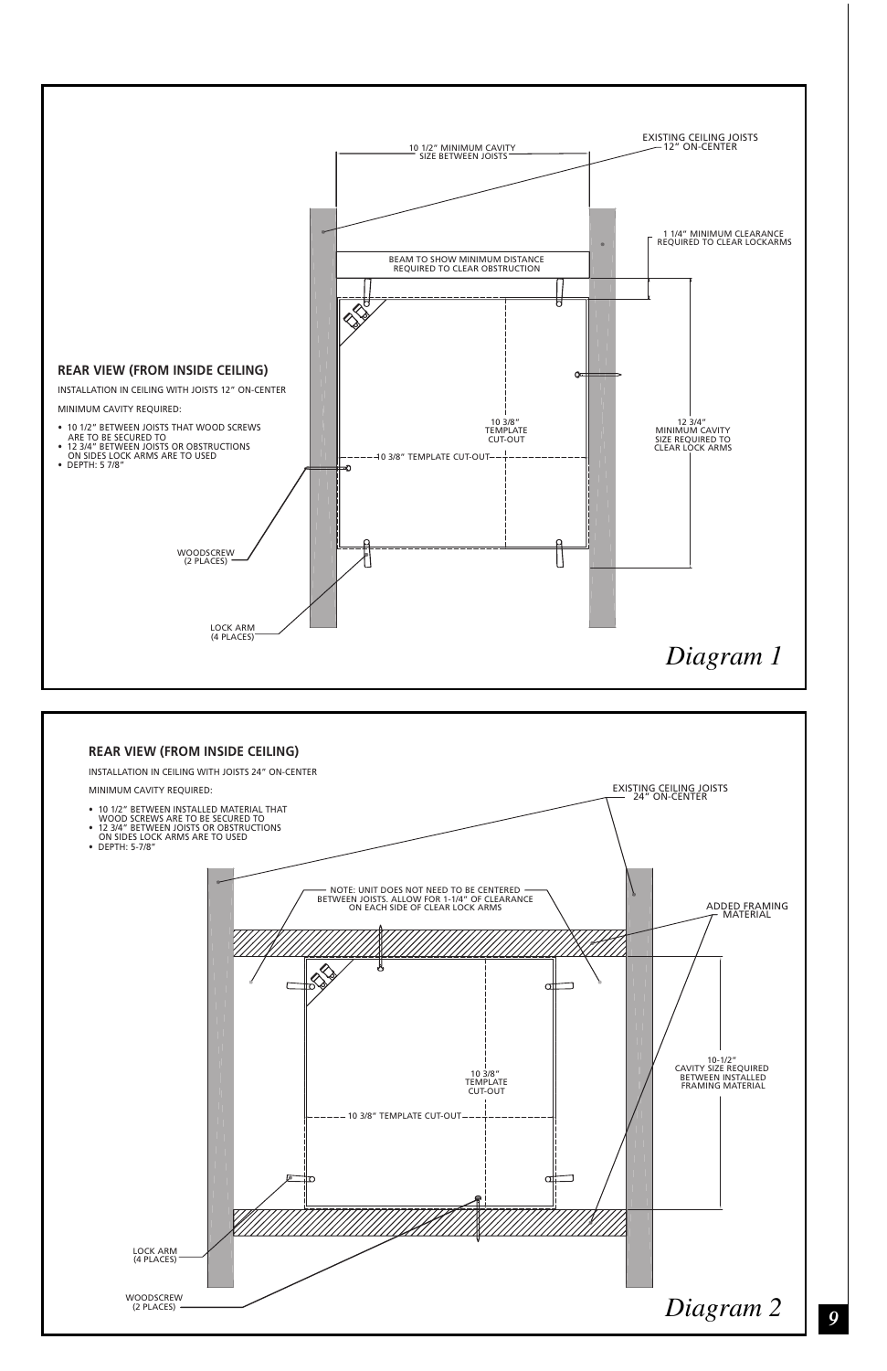**REAR VIEW (FROM INSIDE CEILING)**

INSTALLATION IN CEILING WITH JOISTS 12" ON-CENTER

MINIMUM CAVITY REQUIRED:

- 10 1/2" BETWEEN JOISTS THAT WOOD SCREWS ARE TO BE SECURED TO
- 12 3/4" BETWEEN JOISTS OR OBSTRUCTIONS ON SIDES LOCK ARMS ARE TO BE USED
- DEPTH: 5 7/8"

10 1/2" MINIMUM CAVITY SIZE BETWEEN JOISTS

EXISTING CEILING JOISTS 12" ON-CENTER

1 1/4" MINIMUM CLEARANCE REQUIRED TO CLEAR LOCKARMS

BEAM TO SHOW MINIMUM DISTANCE REQUIRED TO CLEAR OBSTRUCTION

10 3/8" TEMPLATE CUT-OUT

10 3/8" TEMPLATE CUT-OUT

12 3/4" MINIMUM CAVITY SIZE REQUIRED TO CLEAR LOCK ARMS

WOODSCREW (2 PLACES)

LOCK ARM (4 PLACES)

*Diagram 1*

**REAR VIEW (FROM INSIDE CEILING)**

INSTALLATION IN CEILING WITH JOISTS 24" ON-CENTER

MINIMUM CAVITY REQUIRED:

- 10 1/2" BETWEEN INSTALLED MATERIAL THAT WOOD SCREWS ARE TO BE SECURED TO
- 12 3/4" BETWEEN JOISTS OR OBSTRUCTIONS ON SIDES LOCK ARMS ARE TO BE USED
- DEPTH: 5-7/8"

EXISTING CEILING JOISTS 24" ON-CENTER

NOTE: UNIT DOES NOT NEED TO BE CENTERED BETWEEN JOISTS. ALLOW FOR 1-1/4" OF CLEARANCE ON EACH SIDE OF CLEAR LOCK ARMS

ADDED FRAMING MATERIAL

10 3/8" TEMPLATE CUT-OUT

10 3/8" TEMPLATE CUT-OUT

10-1/2" CAVITY SIZE REQUIRED BETWEEN INSTALLED FRAMING MATERIAL

LOCK ARM (4 PLACES)

WOODSCREW (2 PLACES)

*Diagram 2*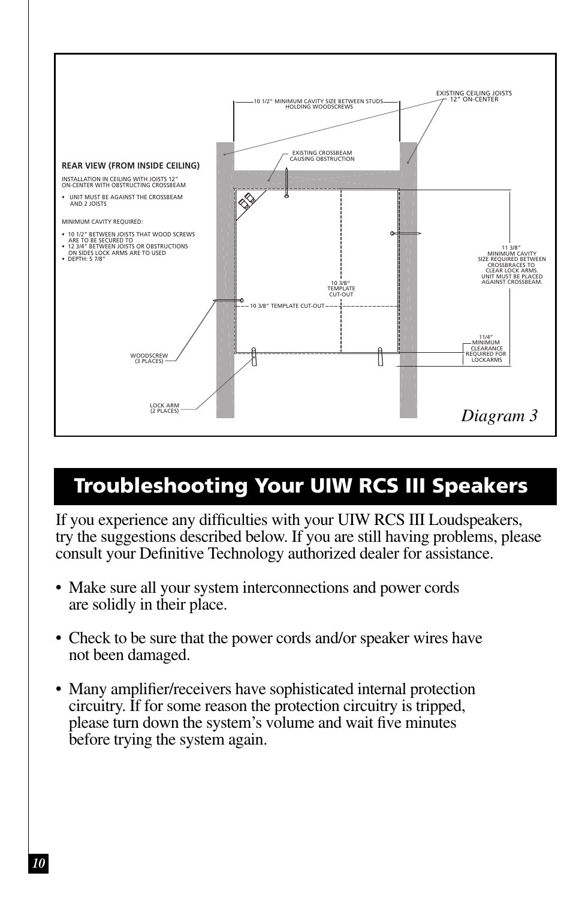REAR VIEW (FROM INSIDE CEILING)

INSTALLATION IN CEILING WITH JOISTS 12" ON-CENTER WITH OBSTRUCTING CROSSBEAM

- UNIT MUST BE AGAINST THE CROSSBEAM AND 2 JOISTS

MINIMUM CAVITY REQUIRED:

- 10 1/2" BETWEEN JOISTS THAT WOOD SCREWS ARE TO BE SECURED TO
- 12 3/4" BETWEEN JOISTS OR OBSTRUCTIONS ON SIDES LOCK ARMS ARE TO USED
- DEPTH: 5 7/8"

10 1/2" MINIMUM CAVITY SIZE BETWEEN STUDS HOLDING WOODSCREWS

EXISTING CEILING JOISTS 12" ON-CENTER

EXISTING CROSSBEAM CAUSING OBSTRUCTION

11 3/8" MINIMUM CAVITY SIZE REQUIRED BETWEEN CROSSBRACES TO CLEAR LOCK ARMS. UNIT MUST BE PLACED AGAINST CROSSBEAM.

10 3/8" TEMPLATE CUT-OUT

10 3/8" TEMPLATE CUT-OUT

11/4" MINIMUM CLEARANCE REQUIRED FOR LOCKARMS

WOODSCREW (3 PLACES)

LOCK ARM (2 PLACES)

*Diagram 3*

# Troubleshooting Your UIW RCS III Speakers

If you experience any difficulties with your UIW RCS III Loudspeakers, try the suggestions described below. If you are still having problems, please consult your Definitive Technology authorized dealer for assistance.

- Make sure all your system interconnections and power cords are solidly in their place.
- Check to be sure that the power cords and/or speaker wires have not been damaged.
- Many amplifier/receivers have sophisticated internal protection circuitry. If for some reason the protection circuitry is tripped, please turn down the system's volume and wait five minutes before trying the system again.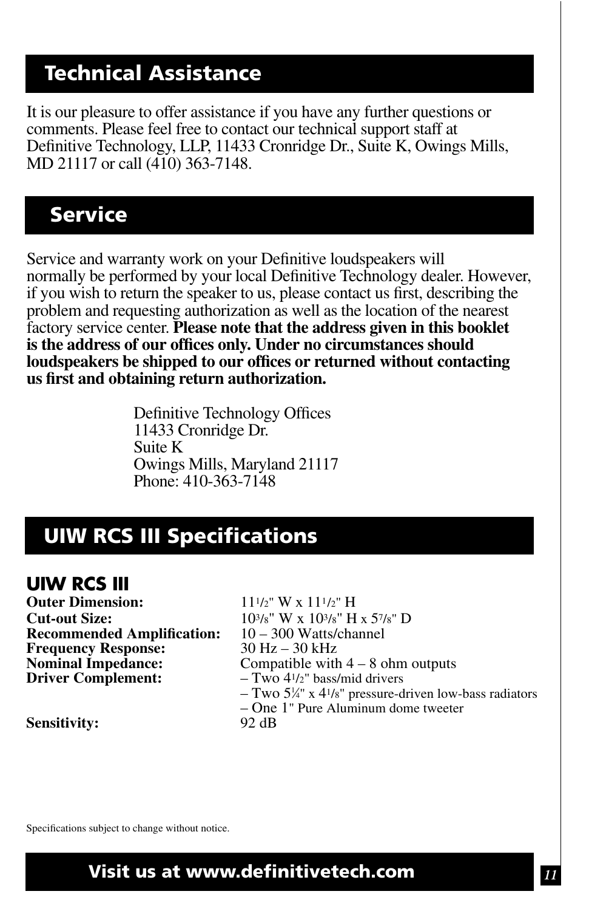## Technical Assistance

It is our pleasure to offer assistance if you have any further questions or comments. Please feel free to contact our technical support staff at Definitive Technology, LLP, 11433 Cronridge Dr., Suite K, Owings Mills, MD 21117 or call (410) 363-7148.

## Service

Service and warranty work on your Definitive loudspeakers will normally be performed by your local Definitive Technology dealer. However, if you wish to return the speaker to us, please contact us first, describing the problem and requesting authorization as well as the location of the nearest factory service center. **Please note that the address given in this booklet is the address of our offices only. Under no circumstances should loudspeakers be shipped to our offices or returned without contacting us first and obtaining return authorization.**

Definitive Technology Offices
11433 Cronridge Dr.
Suite K
Owings Mills, Maryland 21117
Phone: 410-363-7148

## UIW RCS III Specifications

### UIW RCS III

**Outer Dimension:** 11 1/2" W x 11 1/2" H
**Cut-out Size:** 10 3/8" W x 10 3/8" H x 5 7/8" D
**Recommended Amplification:** 10 – 300 Watts/channel
**Frequency Response:** 30 Hz – 30 kHz
**Nominal Impedance:** Compatible with 4 – 8 ohm outputs
**Driver Complement:**
– Two 4 1/2" bass/mid drivers
– Two 5¼" x 4 1/8" pressure-driven low-bass radiators
– One 1" Pure Aluminum dome tweeter
**Sensitivity:** 92 dB

Specifications subject to change without notice.

**Visit us at www.definitivetech.com**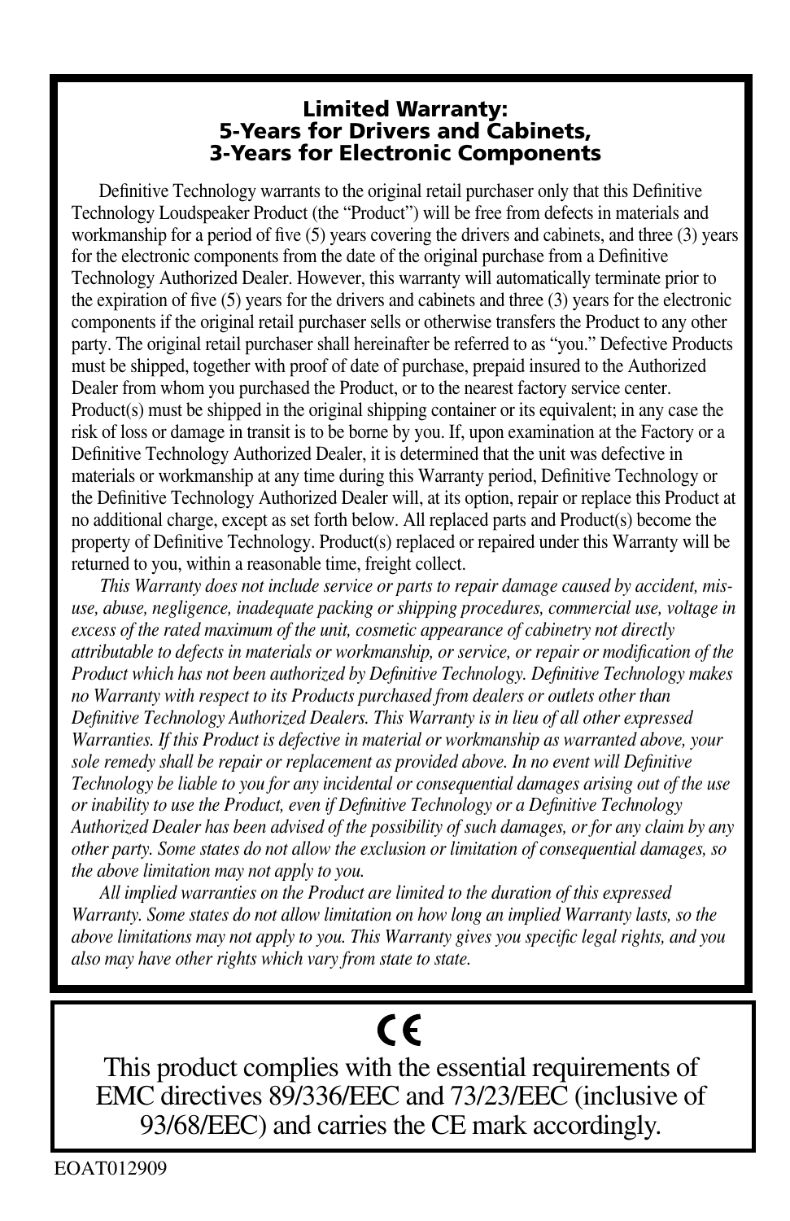## Limited Warranty: 5-Years for Drivers and Cabinets, 3-Years for Electronic Components

Definitive Technology warrants to the original retail purchaser only that this Definitive Technology Loudspeaker Product (the "Product") will be free from defects in materials and workmanship for a period of five (5) years covering the drivers and cabinets, and three (3) years for the electronic components from the date of the original purchase from a Definitive Technology Authorized Dealer. However, this warranty will automatically terminate prior to the expiration of five (5) years for the drivers and cabinets and three (3) years for the electronic components if the original retail purchaser sells or otherwise transfers the Product to any other party. The original retail purchaser shall hereinafter be referred to as "you." Defective Products must be shipped, together with proof of date of purchase, prepaid insured to the Authorized Dealer from whom you purchased the Product, or to the nearest factory service center. Product(s) must be shipped in the original shipping container or its equivalent; in any case the risk of loss or damage in transit is to be borne by you. If, upon examination at the Factory or a Definitive Technology Authorized Dealer, it is determined that the unit was defective in materials or workmanship at any time during this Warranty period, Definitive Technology or the Definitive Technology Authorized Dealer will, at its option, repair or replace this Product at no additional charge, except as set forth below. All replaced parts and Product(s) become the property of Definitive Technology. Product(s) replaced or repaired under this Warranty will be returned to you, within a reasonable time, freight collect.

*This Warranty does not include service or parts to repair damage caused by accident, misuse, abuse, negligence, inadequate packing or shipping procedures, commercial use, voltage in excess of the rated maximum of the unit, cosmetic appearance of cabinetry not directly attributable to defects in materials or workmanship, or service, or repair or modification of the Product which has not been authorized by Definitive Technology. Definitive Technology makes no Warranty with respect to its Products purchased from dealers or outlets other than Definitive Technology Authorized Dealers. This Warranty is in lieu of all other expressed Warranties. If this Product is defective in material or workmanship as warranted above, your sole remedy shall be repair or replacement as provided above. In no event will Definitive Technology be liable to you for any incidental or consequential damages arising out of the use or inability to use the Product, even if Definitive Technology or a Definitive Technology Authorized Dealer has been advised of the possibility of such damages, or for any claim by any other party. Some states do not allow the exclusion or limitation of consequential damages, so the above limitation may not apply to you.*

*All implied warranties on the Product are limited to the duration of this expressed Warranty. Some states do not allow limitation on how long an implied Warranty lasts, so the above limitations may not apply to you. This Warranty gives you specific legal rights, and you also may have other rights which vary from state to state.*

CE

This product complies with the essential requirements of EMC directives 89/336/EEC and 73/23/EEC (inclusive of 93/68/EEC) and carries the CE mark accordingly.

EOAT012909